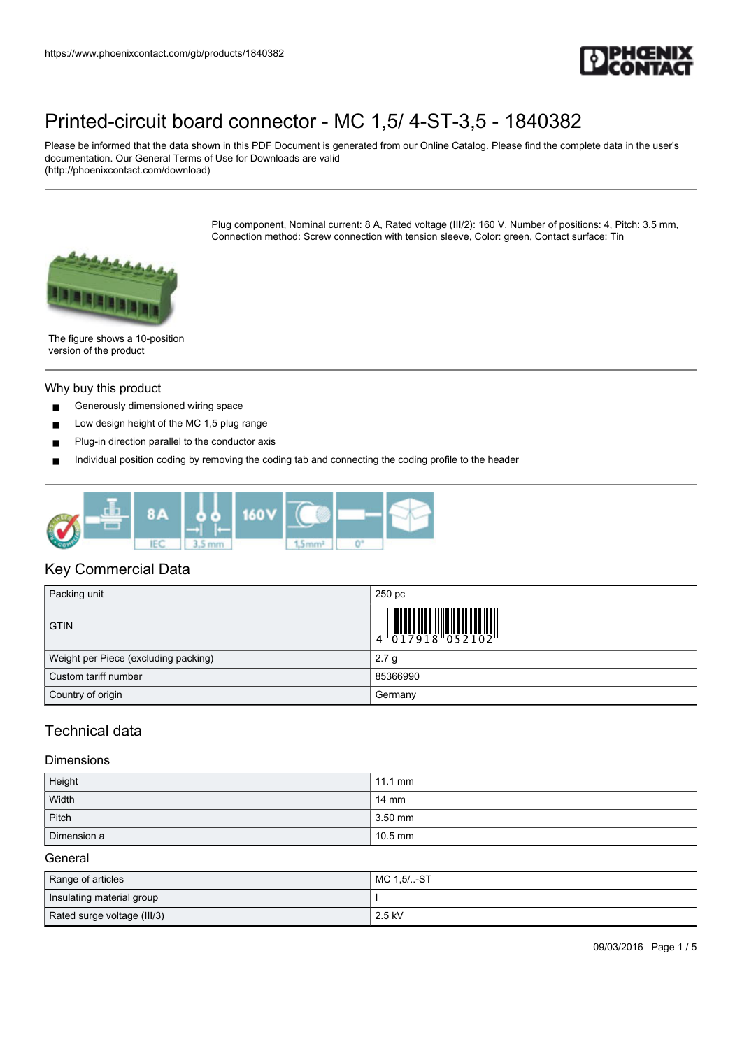# Printed-circuit board connector - MC 1,5/ 4-ST-3,5 - 1840382

Please be informed that the data shown in this PDF Document is generated from our Online Catalog. Please find the complete data in the user's documentation. Our General Terms of Use for Downloads are valid (http://phoenixcontact.com/download)

Plug component, Nominal current: 8 A, Rated voltage (III/2): 160 V, Number of positions: 4, Pitch: 3.5 mm, Connection method: Screw connection with tension sleeve, Color: green, Contact surface: Tin

The figure shows a 10-position version of the product

## Why buy this product

- Generously dimensioned wiring space
- Low design height of the MC 1,5 plug range
- Plug-in direction parallel to the conductor axis
- Individual position coding by removing the coding tab and connecting the coding profile to the header

## Key Commercial Data

| | |
|---|---|
| Packing unit | 250 pc |
| GTIN | 4 017918 052102 |
| Weight per Piece (excluding packing) | 2.7 g |
| Custom tariff number | 85366990 |
| Country of origin | Germany |

## Technical data

### Dimensions

| | |
|---|---|
| Height | 11.1 mm |
| Width | 14 mm |
| Pitch | 3.50 mm |
| Dimension a | 10.5 mm |

### General

| | |
|---|---|
| Range of articles | MC 1,5/..-ST |
| Insulating material group | I |
| Rated surge voltage (III/3) | 2.5 kV |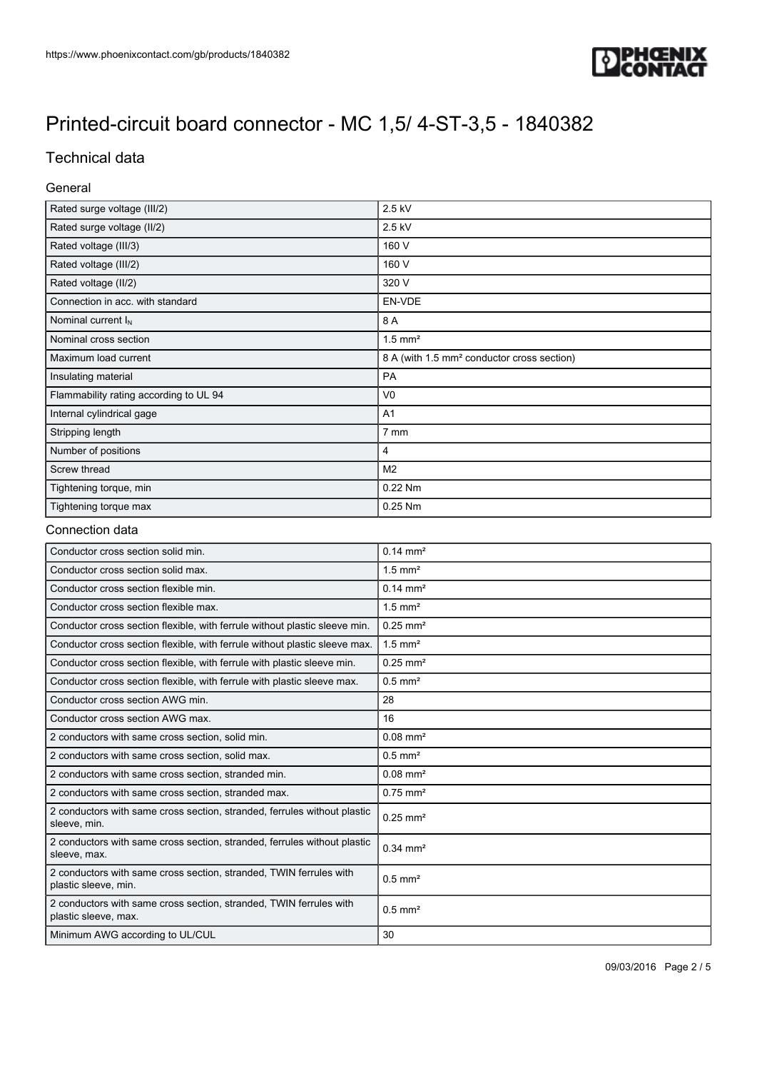# Printed-circuit board connector - MC 1,5/ 4-ST-3,5 - 1840382

## Technical data

### General

| | |
|---|---|
| Rated surge voltage (III/2) | 2.5 kV |
| Rated surge voltage (II/2) | 2.5 kV |
| Rated voltage (III/3) | 160 V |
| Rated voltage (III/2) | 160 V |
| Rated voltage (II/2) | 320 V |
| Connection in acc. with standard | EN-VDE |
| Nominal current $I_N$ | 8 A |
| Nominal cross section | 1.5 mm² |
| Maximum load current | 8 A (with 1.5 mm² conductor cross section) |
| Insulating material | PA |
| Flammability rating according to UL 94 | V0 |
| Internal cylindrical gage | A1 |
| Stripping length | 7 mm |
| Number of positions | 4 |
| Screw thread | M2 |
| Tightening torque, min | 0.22 Nm |
| Tightening torque max | 0.25 Nm |

### Connection data

| | |
|---|---|
| Conductor cross section solid min. | 0.14 mm² |
| Conductor cross section solid max. | 1.5 mm² |
| Conductor cross section flexible min. | 0.14 mm² |
| Conductor cross section flexible max. | 1.5 mm² |
| Conductor cross section flexible, with ferrule without plastic sleeve min. | 0.25 mm² |
| Conductor cross section flexible, with ferrule without plastic sleeve max. | 1.5 mm² |
| Conductor cross section flexible, with ferrule with plastic sleeve min. | 0.25 mm² |
| Conductor cross section flexible, with ferrule with plastic sleeve max. | 0.5 mm² |
| Conductor cross section AWG min. | 28 |
| Conductor cross section AWG max. | 16 |
| 2 conductors with same cross section, solid min. | 0.08 mm² |
| 2 conductors with same cross section, solid max. | 0.5 mm² |
| 2 conductors with same cross section, stranded min. | 0.08 mm² |
| 2 conductors with same cross section, stranded max. | 0.75 mm² |
| 2 conductors with same cross section, stranded, ferrules without plastic sleeve, min. | 0.25 mm² |
| 2 conductors with same cross section, stranded, ferrules without plastic sleeve, max. | 0.34 mm² |
| 2 conductors with same cross section, stranded, TWIN ferrules with plastic sleeve, min. | 0.5 mm² |
| 2 conductors with same cross section, stranded, TWIN ferrules with plastic sleeve, max. | 0.5 mm² |
| Minimum AWG according to UL/CUL | 30 |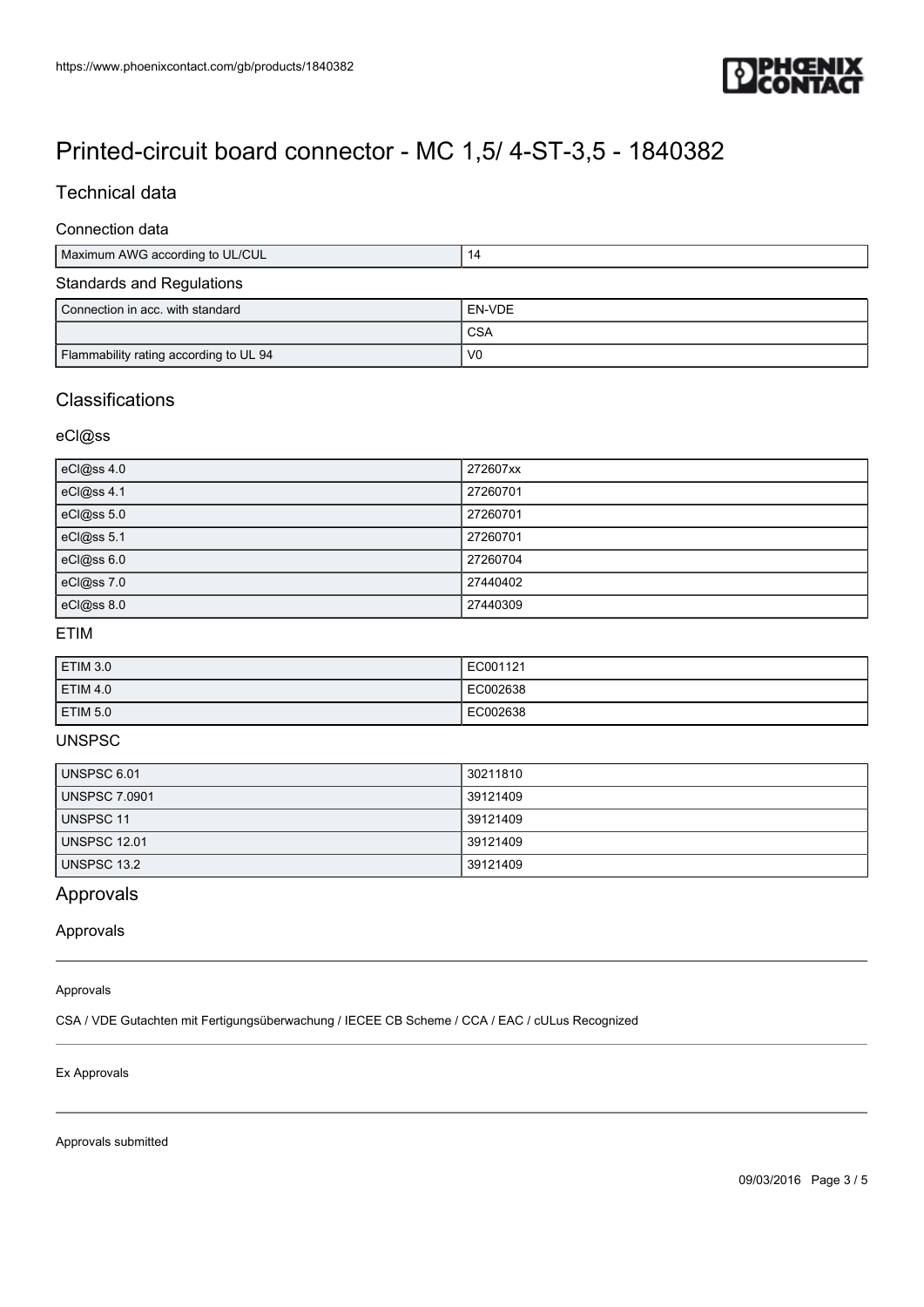# Printed-circuit board connector - MC 1,5/ 4-ST-3,5 - 1840382

## Technical data

### Connection data

| | |
|---|---|
| Maximum AWG according to UL/CUL | 14 |

### Standards and Regulations

| | |
|---|---|
| Connection in acc. with standard | EN-VDE |
| | CSA |
| Flammability rating according to UL 94 | V0 |

## Classifications

### eCl@ss

| | |
|---|---|
| eCl@ss 4.0 | 272607xx |
| eCl@ss 4.1 | 27260701 |
| eCl@ss 5.0 | 27260701 |
| eCl@ss 5.1 | 27260701 |
| eCl@ss 6.0 | 27260704 |
| eCl@ss 7.0 | 27440402 |
| eCl@ss 8.0 | 27440309 |

### ETIM

| | |
|---|---|
| ETIM 3.0 | EC001121 |
| ETIM 4.0 | EC002638 |
| ETIM 5.0 | EC002638 |

### UNSPSC

| | |
|---|---|
| UNSPSC 6.01 | 30211810 |
| UNSPSC 7.0901 | 39121409 |
| UNSPSC 11 | 39121409 |
| UNSPSC 12.01 | 39121409 |
| UNSPSC 13.2 | 39121409 |

## Approvals

### Approvals

Approvals

CSA / VDE Gutachten mit Fertigungsüberwachung / IECEE CB Scheme / CCA / EAC / cULus Recognized

Ex Approvals

Approvals submitted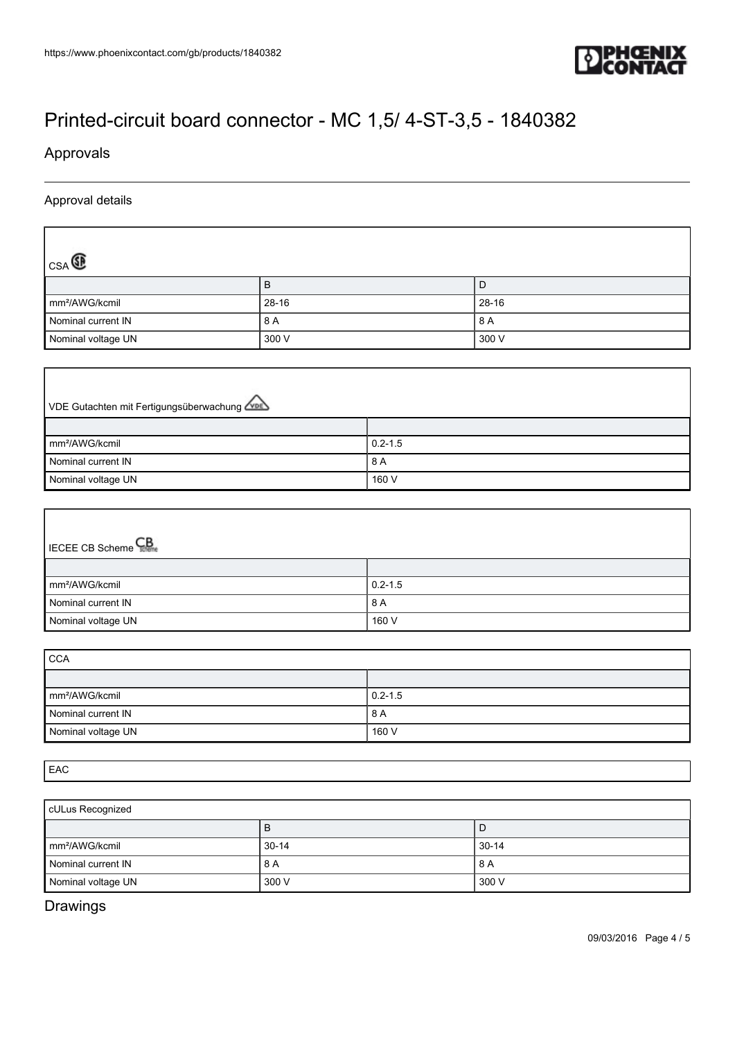# Printed-circuit board connector - MC 1,5/ 4-ST-3,5 - 1840382

## Approvals

### Approval details

| CSA | | |
|---|---|---|
| | B | D |
| mm²/AWG/kcmil | 28-16 | 28-16 |
| Nominal current IN | 8 A | 8 A |
| Nominal voltage UN | 300 V | 300 V |

| VDE Gutachten mit Fertigungsüberwachung | |
|---|---|
| | |
| mm²/AWG/kcmil | 0.2-1.5 |
| Nominal current IN | 8 A |
| Nominal voltage UN | 160 V |

| IECEE CB Scheme | |
|---|---|
| | |
| mm²/AWG/kcmil | 0.2-1.5 |
| Nominal current IN | 8 A |
| Nominal voltage UN | 160 V |

| CCA | |
|---|---|
| | |
| mm²/AWG/kcmil | 0.2-1.5 |
| Nominal current IN | 8 A |
| Nominal voltage UN | 160 V |

| EAC |
|---|

| cULus Recognized | | |
|---|---|---|
| | B | D |
| mm²/AWG/kcmil | 30-14 | 30-14 |
| Nominal current IN | 8 A | 8 A |
| Nominal voltage UN | 300 V | 300 V |

## Drawings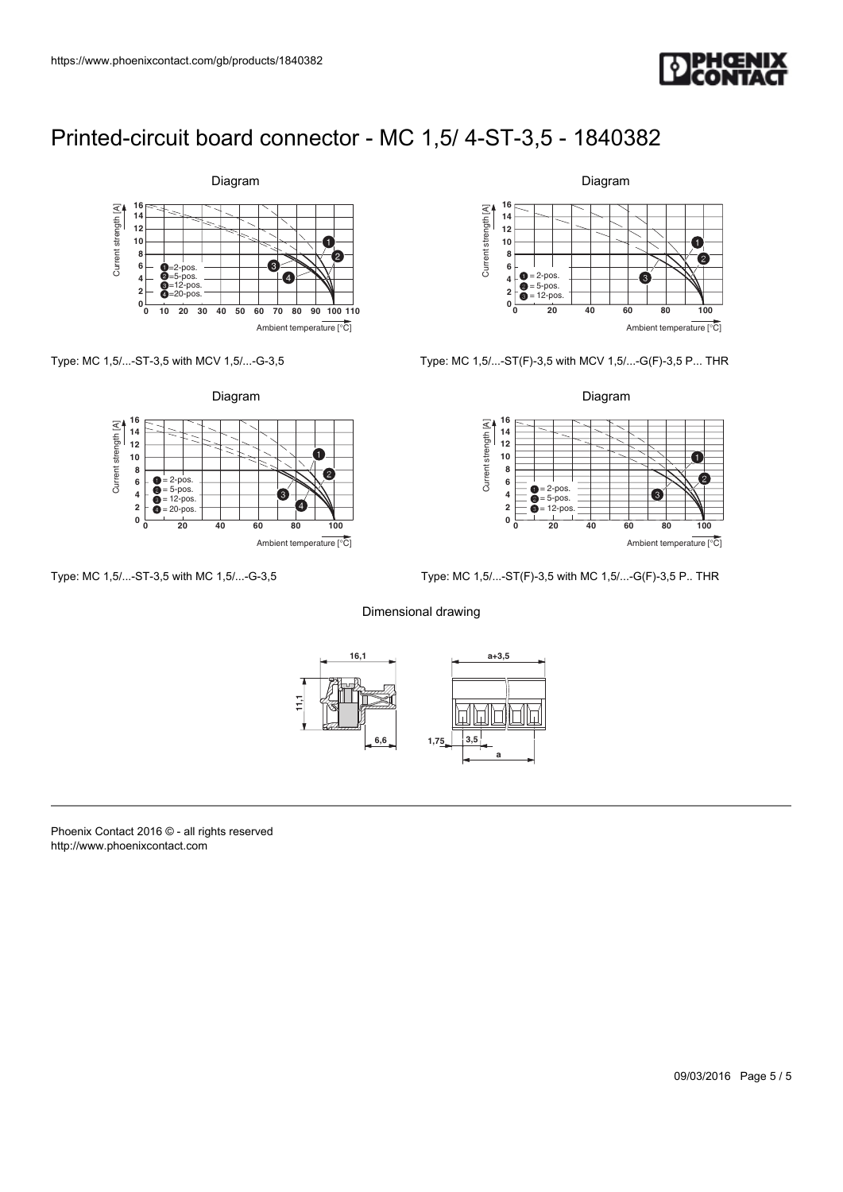# Printed-circuit board connector - MC 1,5/ 4-ST-3,5 - 1840382

Diagram

Current strength [A]

16
14
12
10
8
6
4
2
0

0 10 20 30 40 50 60 70 80 90 100 110

Ambient temperature [°C]

1 =2-pos.
2 =5-pos.
3 =12-pos.
4 =20-pos.

Type: MC 1,5/...-ST-3,5 with MCV 1,5/...-G-3,5

Diagram

Current strength [A]

16
14
12
10
8
6
4
2
0

0 20 40 60 80 100

Ambient temperature [°C]

1 = 2-pos.
2 = 5-pos.
3 = 12-pos.

Type: MC 1,5/...-ST(F)-3,5 with MCV 1,5/...-G(F)-3,5 P... THR

Diagram

Current strength [A]

16
14
12
10
8
6
4
2
0

0 20 40 60 80 100

Ambient temperature [°C]

1 = 2-pos.
2 = 5-pos.
3 = 12-pos.
4 = 20-pos.

Type: MC 1,5/...-ST-3,5 with MC 1,5/...-G-3,5

Diagram

Current strength [A]

16
14
12
10
8
6
4
2
0

0 20 40 60 80 100

Ambient temperature [°C]

1 = 2-pos.
2 = 5-pos.
3 = 12-pos.

Type: MC 1,5/...-ST(F)-3,5 with MC 1,5/...-G(F)-3,5 P.. THR

Dimensional drawing

16,1

11,1

6,6

a+3,5

1,75

3,5

a

Phoenix Contact 2016 © - all rights reserved
http://www.phoenixcontact.com